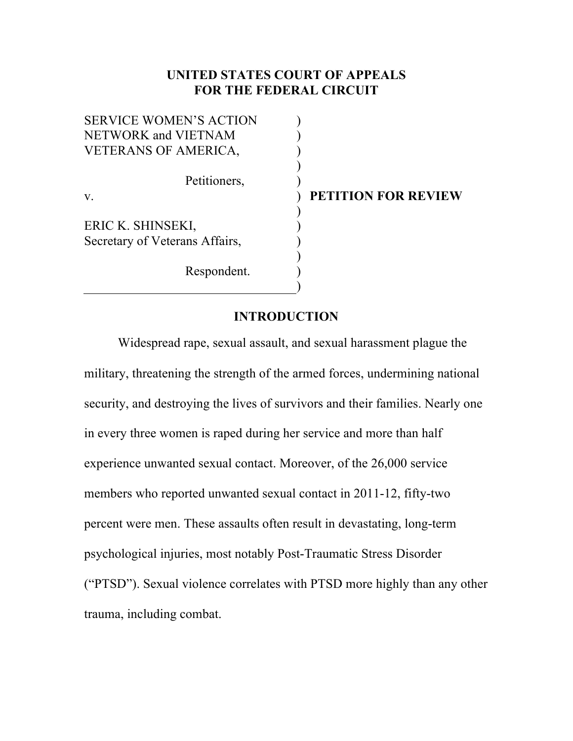**UNITED STATES COURT OF APPEALS**
**FOR THE FEDERAL CIRCUIT**

| | | |
|---|---|---|
| SERVICE WOMEN'S ACTION NETWORK and VIETNAM VETERANS OF AMERICA, | ) | |
| Petitioners, | ) | |
| v. | ) | **PETITION FOR REVIEW** |
| ERIC K. SHINSEKI, Secretary of Veterans Affairs, | ) | |
| Respondent. | ) | |

## INTRODUCTION

Widespread rape, sexual assault, and sexual harassment plague the military, threatening the strength of the armed forces, undermining national security, and destroying the lives of survivors and their families. Nearly one in every three women is raped during her service and more than half experience unwanted sexual contact. Moreover, of the 26,000 service members who reported unwanted sexual contact in 2011-12, fifty-two percent were men. These assaults often result in devastating, long-term psychological injuries, most notably Post-Traumatic Stress Disorder ("PTSD"). Sexual violence correlates with PTSD more highly than any other trauma, including combat.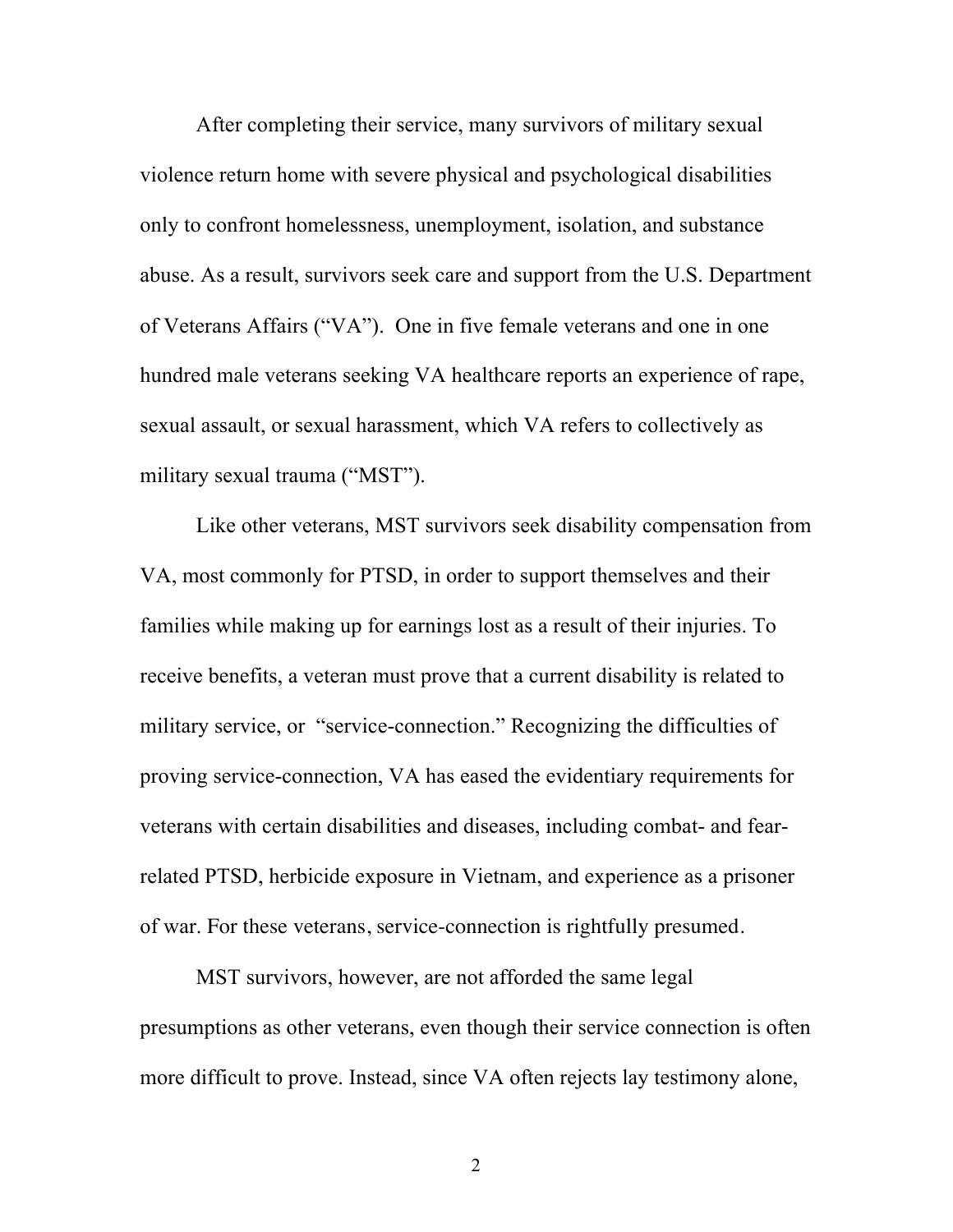After completing their service, many survivors of military sexual violence return home with severe physical and psychological disabilities only to confront homelessness, unemployment, isolation, and substance abuse. As a result, survivors seek care and support from the U.S. Department of Veterans Affairs ("VA"). One in five female veterans and one in one hundred male veterans seeking VA healthcare reports an experience of rape, sexual assault, or sexual harassment, which VA refers to collectively as military sexual trauma ("MST").

Like other veterans, MST survivors seek disability compensation from VA, most commonly for PTSD, in order to support themselves and their families while making up for earnings lost as a result of their injuries. To receive benefits, a veteran must prove that a current disability is related to military service, or "service-connection." Recognizing the difficulties of proving service-connection, VA has eased the evidentiary requirements for veterans with certain disabilities and diseases, including combat- and fear-related PTSD, herbicide exposure in Vietnam, and experience as a prisoner of war. For these veterans, service-connection is rightfully presumed.

MST survivors, however, are not afforded the same legal presumptions as other veterans, even though their service connection is often more difficult to prove. Instead, since VA often rejects lay testimony alone,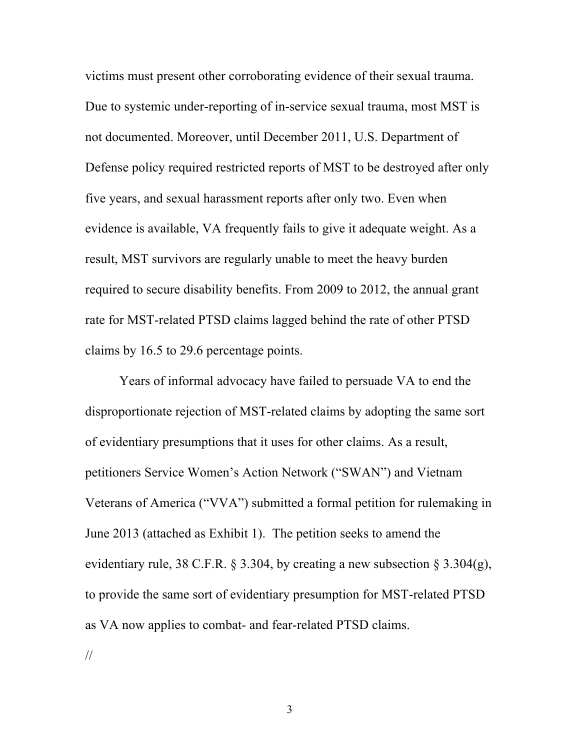victims must present other corroborating evidence of their sexual trauma. Due to systemic under-reporting of in-service sexual trauma, most MST is not documented. Moreover, until December 2011, U.S. Department of Defense policy required restricted reports of MST to be destroyed after only five years, and sexual harassment reports after only two. Even when evidence is available, VA frequently fails to give it adequate weight. As a result, MST survivors are regularly unable to meet the heavy burden required to secure disability benefits. From 2009 to 2012, the annual grant rate for MST-related PTSD claims lagged behind the rate of other PTSD claims by 16.5 to 29.6 percentage points.

Years of informal advocacy have failed to persuade VA to end the disproportionate rejection of MST-related claims by adopting the same sort of evidentiary presumptions that it uses for other claims. As a result, petitioners Service Women's Action Network ("SWAN") and Vietnam Veterans of America ("VVA") submitted a formal petition for rulemaking in June 2013 (attached as Exhibit 1). The petition seeks to amend the evidentiary rule, 38 C.F.R. § 3.304, by creating a new subsection § 3.304(g), to provide the same sort of evidentiary presumption for MST-related PTSD as VA now applies to combat- and fear-related PTSD claims.

//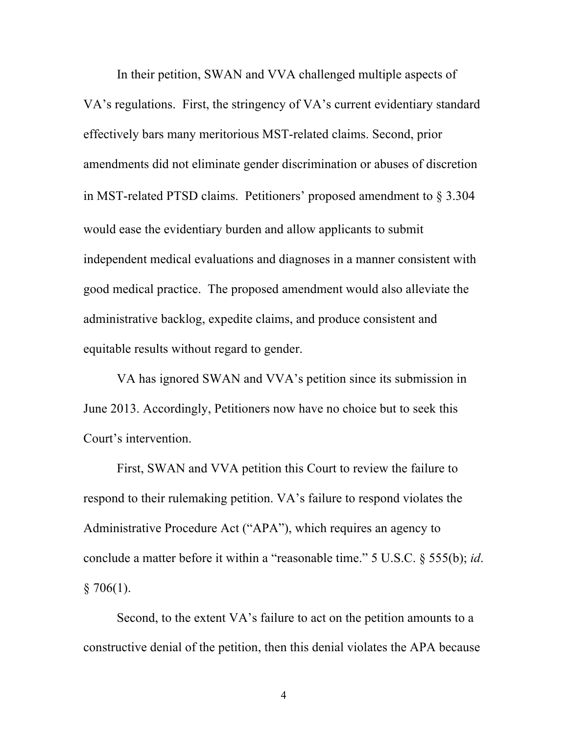In their petition, SWAN and VVA challenged multiple aspects of VA's regulations. First, the stringency of VA's current evidentiary standard effectively bars many meritorious MST-related claims. Second, prior amendments did not eliminate gender discrimination or abuses of discretion in MST-related PTSD claims. Petitioners' proposed amendment to § 3.304 would ease the evidentiary burden and allow applicants to submit independent medical evaluations and diagnoses in a manner consistent with good medical practice. The proposed amendment would also alleviate the administrative backlog, expedite claims, and produce consistent and equitable results without regard to gender.

VA has ignored SWAN and VVA's petition since its submission in June 2013. Accordingly, Petitioners now have no choice but to seek this Court's intervention.

First, SWAN and VVA petition this Court to review the failure to respond to their rulemaking petition. VA's failure to respond violates the Administrative Procedure Act ("APA"), which requires an agency to conclude a matter before it within a "reasonable time." 5 U.S.C. § 555(b); *id*. § 706(1).

Second, to the extent VA's failure to act on the petition amounts to a constructive denial of the petition, then this denial violates the APA because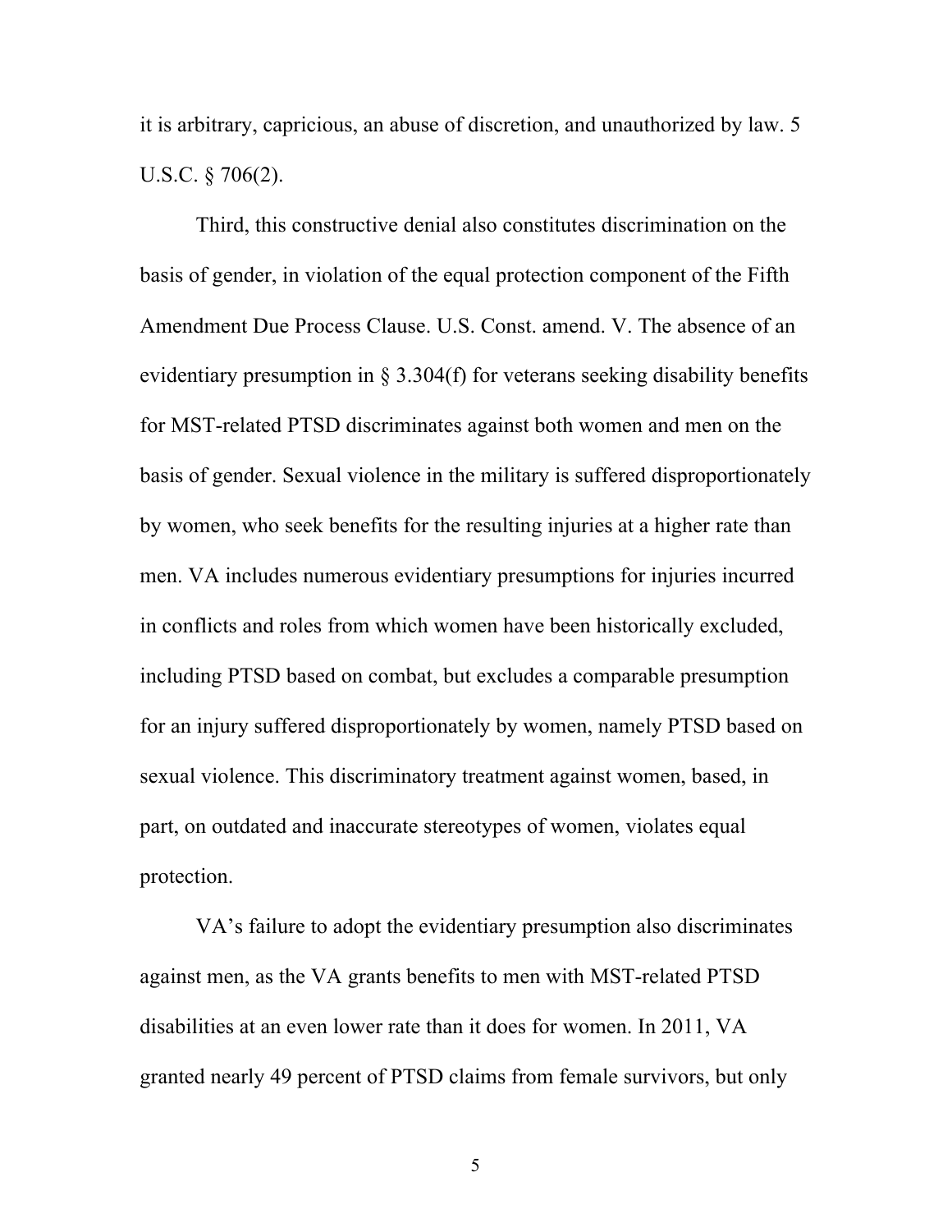it is arbitrary, capricious, an abuse of discretion, and unauthorized by law. 5 U.S.C. § 706(2).

Third, this constructive denial also constitutes discrimination on the basis of gender, in violation of the equal protection component of the Fifth Amendment Due Process Clause. U.S. Const. amend. V. The absence of an evidentiary presumption in § 3.304(f) for veterans seeking disability benefits for MST-related PTSD discriminates against both women and men on the basis of gender. Sexual violence in the military is suffered disproportionately by women, who seek benefits for the resulting injuries at a higher rate than men. VA includes numerous evidentiary presumptions for injuries incurred in conflicts and roles from which women have been historically excluded, including PTSD based on combat, but excludes a comparable presumption for an injury suffered disproportionately by women, namely PTSD based on sexual violence. This discriminatory treatment against women, based, in part, on outdated and inaccurate stereotypes of women, violates equal protection.

VA's failure to adopt the evidentiary presumption also discriminates against men, as the VA grants benefits to men with MST-related PTSD disabilities at an even lower rate than it does for women. In 2011, VA granted nearly 49 percent of PTSD claims from female survivors, but only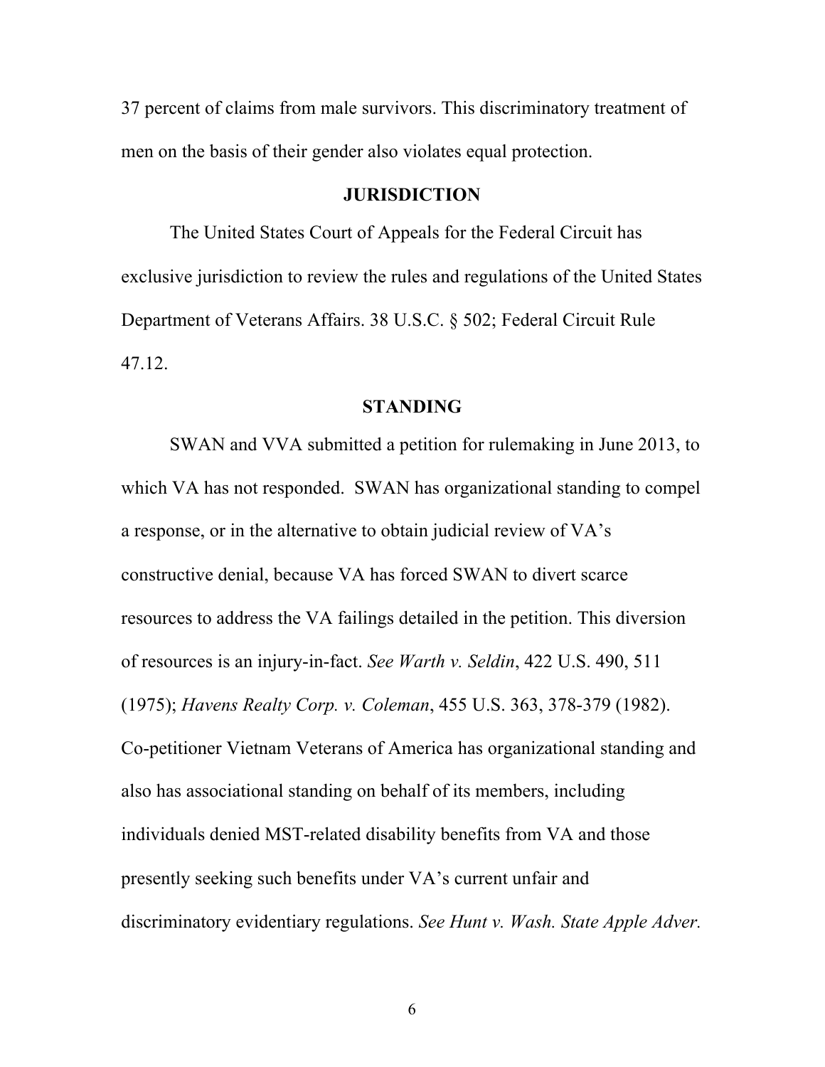37 percent of claims from male survivors. This discriminatory treatment of men on the basis of their gender also violates equal protection.

## JURISDICTION

The United States Court of Appeals for the Federal Circuit has exclusive jurisdiction to review the rules and regulations of the United States Department of Veterans Affairs. 38 U.S.C. § 502; Federal Circuit Rule 47.12.

## STANDING

SWAN and VVA submitted a petition for rulemaking in June 2013, to which VA has not responded. SWAN has organizational standing to compel a response, or in the alternative to obtain judicial review of VA's constructive denial, because VA has forced SWAN to divert scarce resources to address the VA failings detailed in the petition. This diversion of resources is an injury-in-fact. *See Warth v. Seldin*, 422 U.S. 490, 511 (1975); *Havens Realty Corp. v. Coleman*, 455 U.S. 363, 378-379 (1982). Co-petitioner Vietnam Veterans of America has organizational standing and also has associational standing on behalf of its members, including individuals denied MST-related disability benefits from VA and those presently seeking such benefits under VA's current unfair and discriminatory evidentiary regulations. *See Hunt v. Wash. State Apple Adver.*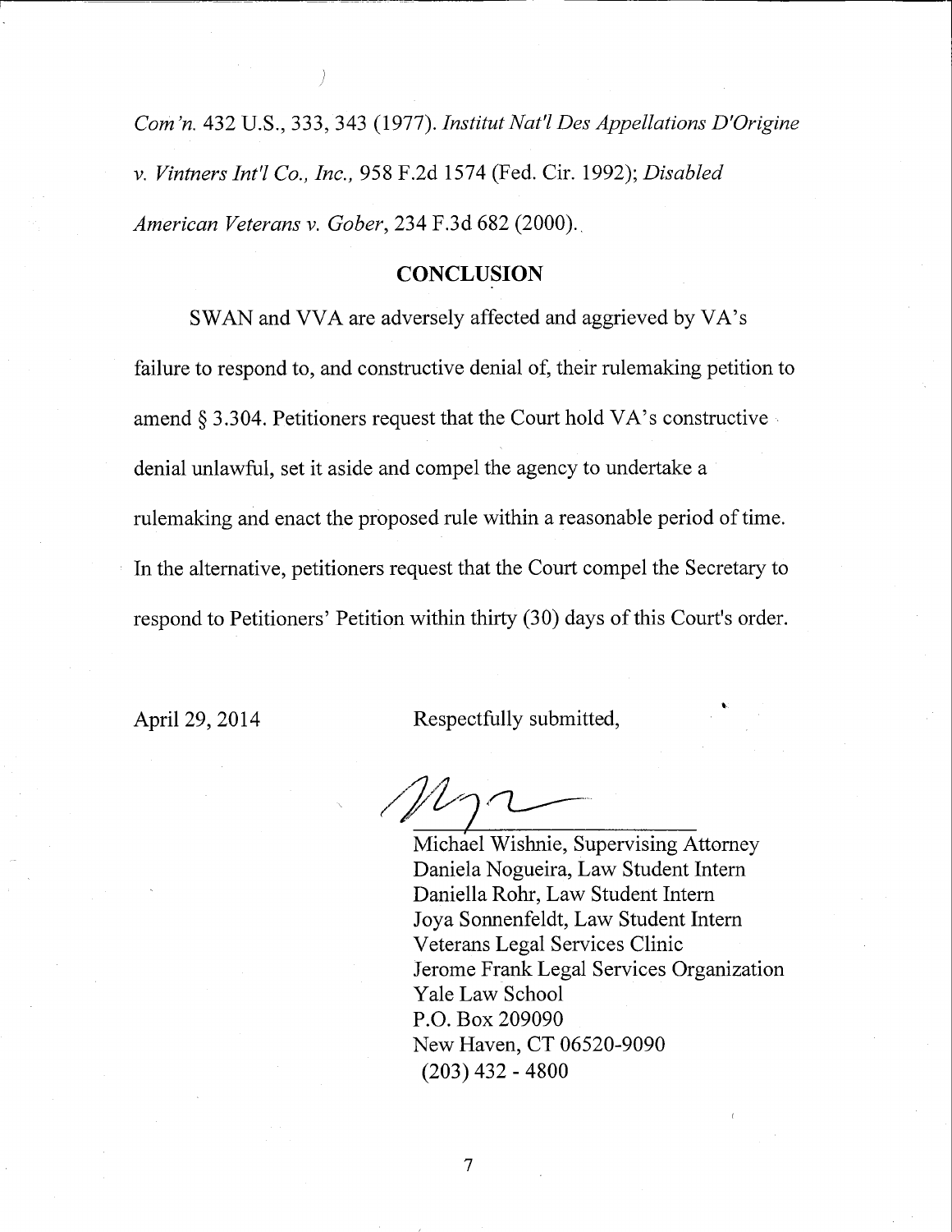*Com'n.* 432 U.S., 333, 343 (1977). *Institut Nat'l Des Appellations D'Origine v. Vintners Int'l Co., Inc.,* 958 F.2d 1574 (Fed. Cir. 1992); *Disabled American Veterans v. Gober*, 234 F.3d 682 (2000).

## CONCLUSION

SWAN and VVA are adversely affected and aggrieved by VA's failure to respond to, and constructive denial of, their rulemaking petition to amend § 3.304. Petitioners request that the Court hold VA's constructive denial unlawful, set it aside and compel the agency to undertake a rulemaking and enact the proposed rule within a reasonable period of time. In the alternative, petitioners request that the Court compel the Secretary to respond to Petitioners' Petition within thirty (30) days of this Court's order.

April 29, 2014

Respectfully submitted,

Michael Wishnie, Supervising Attorney
Daniela Nogueira, Law Student Intern
Daniella Rohr, Law Student Intern
Joya Sonnenfeldt, Law Student Intern
Veterans Legal Services Clinic
Jerome Frank Legal Services Organization
Yale Law School
P.O. Box 209090
New Haven, CT 06520-9090
(203) 432 - 4800